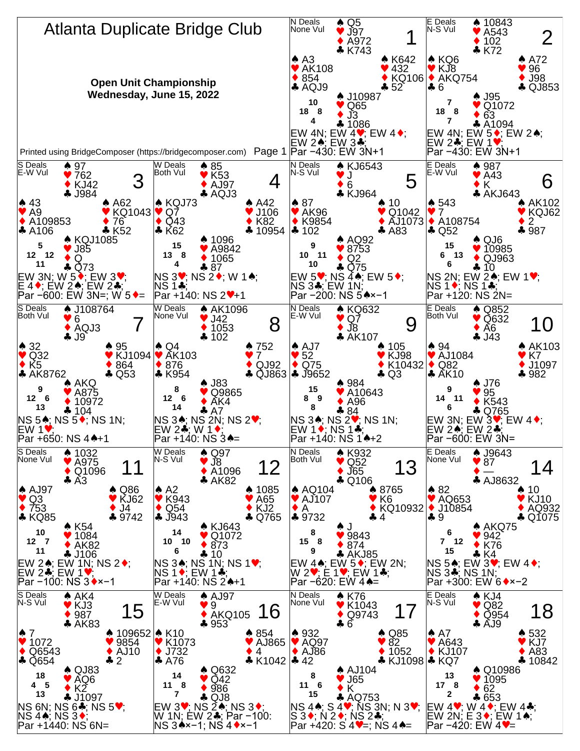# Atlanta Duplicate Bridge Club

**Open Unit Championship**
**Wednesday, June 15, 2022**

Printed using BridgeComposer (https://bridgecomposer.com)

## Board 1
N Deals, None Vul

- North: ♠ Q5 ♥ J97 ♦ A972 ♣ K743
- West: ♠ A3 ♥ AK108 ♦ 854 ♣ AQJ9
- East: ♠ K642 ♥ 432 ♦ KQ106 ♣ 52
- South: ♠ J10987 ♥ Q65 ♦ J3 ♣ 1086

HCP: N 10, W 18, E 8, S 4

EW 4N; EW 4♥; EW 4♦; EW 2♠; EW 3♣;
Par −430: EW 3N+1

## Board 2
E Deals, N-S Vul

- North: ♠ 10843 ♥ A543 ♦ 102 ♣ K72
- West: ♠ KQ6 ♥ KJ8 ♦ AKQ754 ♣ 6
- East: ♠ A72 ♥ 96 ♦ J98 ♣ QJ853
- South: ♠ J95 ♥ Q1072 ♦ 63 ♣ A1094

HCP: N 7, W 18, E 8, S 7

EW 4N; EW 5♦; EW 2♠; EW 2♣; EW 1♥;
Par −430: EW 3N+1

## Board 3
S Deals, E-W Vul

- North: ♠ 97 ♥ 762 ♦ KJ42 ♣ J984
- West: ♠ 43 ♥ A9 ♦ A109853 ♣ A106
- East: ♠ A62 ♥ KQ1043 ♦ 76 ♣ K52
- South: ♠ KQJ1085 ♥ J85 ♦ Q ♣ Q73

HCP: N 5, W 12, E 12, S 11

EW 3N; W 5♦; EW 3♥; E 4♦; EW 2♠; EW 2♣;
Par −600: EW 3N=; W 5♦=

## Board 4
W Deals, Both Vul

- North: ♠ 85 ♥ K53 ♦ AJ97 ♣ AQJ3
- West: ♠ KQJ73 ♥ Q7 ♦ Q43 ♣ K62
- East: ♠ A42 ♥ J106 ♦ K82 ♣ 10954
- South: ♠ 1096 ♥ A9842 ♦ 1065 ♣ 87

HCP: N 15, W 13, E 8, S 4

NS 3♥; NS 2♦; W 1♠; NS 1♣;
Par +140: NS 2♥+1

## Board 5
N Deals, N-S Vul

- North: ♠ KJ6543 ♥ J ♦ 6 ♣ KJ964
- West: ♠ 87 ♥ AK96 ♦ K9854 ♣ 102
- East: ♠ 10 ♥ Q1042 ♦ AJ1073 ♣ A83
- South: ♠ AQ92 ♥ 8753 ♦ Q2 ♣ Q75

HCP: N 9, W 10, E 11, S 10

EW 5♥; NS 4♠; EW 5♦; NS 3♣; EW 1N;
Par −200: NS 5♠×−1

## Board 6
E Deals, E-W Vul

- North: ♠ 987 ♥ A43 ♦ K ♣ AKJ643
- West: ♠ 543 ♥ 7 ♦ A108754 ♣ Q52
- East: ♠ AK102 ♥ KQJ62 ♦ 2 ♣ 987
- South: ♠ QJ6 ♥ 10985 ♦ QJ963 ♣ 10

HCP: N 15, W 6, E 13, S 6

NS 2N; EW 2♠; EW 1♥; NS 1♦; NS 1♣;
Par +120: NS 2N=

## Board 7
S Deals, Both Vul

- North: ♠ J108764 ♥ 6 ♦ AQJ3 ♣ J9
- West: ♠ 32 ♥ Q32 ♦ K5 ♣ AK8762
- East: ♠ 95 ♥ KJ1094 ♦ 864 ♣ Q53
- South: ♠ AKQ ♥ A875 ♦ 10972 ♣ 104

HCP: N 9, W 12, E 6, S 13

NS 5♠; NS 5♦; NS 1N; EW 1♥;
Par +650: NS 4♠+1

## Board 8
W Deals, None Vul

- North: ♠ AK1096 ♥ J42 ♦ 1053 ♣ 102
- West: ♠ Q4 ♥ AK103 ♦ 876 ♣ K954
- East: ♠ 752 ♥ 7 ♦ QJ92 ♣ QJ863
- South: ♠ J83 ♥ Q9865 ♦ AK4 ♣ A7

HCP: N 8, W 12, E 6, S 14

NS 3♠; NS 2N; NS 2♥; EW 2♣; W 1♦;
Par +140: NS 3♠=

## Board 9
N Deals, E-W Vul

- North: ♠ KQ632 ♥ Q7 ♦ J8 ♣ AK107
- West: ♠ AJ7 ♥ 52 ♦ Q75 ♣ J9652
- East: ♠ 105 ♥ KJ98 ♦ K10432 ♣ Q3
- South: ♠ 984 ♥ A10643 ♦ A96 ♣ 84

HCP: N 15, W 8, E 9, S 8

NS 3♠; NS 2♥; NS 1N; EW 1♦; NS 1♣;
Par +140: NS 1♠+2

## Board 10
E Deals, Both Vul

- North: ♠ Q852 ♥ Q632 ♦ A6 ♣ J43
- West: ♠ 94 ♥ AJ1084 ♦ Q82 ♣ AK10
- East: ♠ AK103 ♥ K7 ♦ J1097 ♣ 982
- South: ♠ J76 ♥ 95 ♦ K543 ♣ Q765

HCP: N 9, W 14, E 11, S 6

EW 3N; EW 3♥; EW 4♦; EW 2♠; EW 2♣;
Par −600: EW 3N=

## Board 11
S Deals, None Vul

- North: ♠ 1032 ♥ A975 ♦ Q1096 ♣ A3
- West: ♠ AJ97 ♥ Q3 ♦ 753 ♣ KQ85
- East: ♠ Q86 ♥ KJ62 ♦ J4 ♣ 9742
- South: ♠ K54 ♥ 1084 ♦ AK82 ♣ J106

HCP: N 10, W 12, E 7, S 11

EW 2♠; EW 1N; NS 2♦; EW 2♣; EW 1♥;
Par −100: NS 3♦×−1

## Board 12
W Deals, N-S Vul

- North: ♠ Q97 ♥ J8 ♦ A1096 ♣ AK82
- West: ♠ A2 ♥ K943 ♦ Q54 ♣ J943
- East: ♠ 1085 ♥ A65 ♦ KJ2 ♣ Q765
- South: ♠ KJ643 ♥ Q1072 ♦ 873 ♣ 10

HCP: N 14, W 10, E 10, S 6

NS 3♠; NS 1N; NS 1♥; NS 1♦; EW 1♣;
Par +140: NS 2♠+1

## Board 13
N Deals, Both Vul

- North: ♠ K932 ♥ Q52 ♦ J65 ♣ Q106
- West: ♠ AQ104 ♥ AJ107 ♦ A ♣ 9732
- East: ♠ 8765 ♥ K6 ♦ KQ10932 ♣ 4
- South: ♠ J ♥ 9843 ♦ 874 ♣ AKJ85

HCP: N 8, W 15, E 8, S 9

EW 4♠; EW 5♦; EW 2N; W 2♥; E 1♥; EW 1♣;
Par −620: EW 4♠=

## Board 14
E Deals, None Vul

- North: ♠ J9643 ♥ 87 ♦ — ♣ AJ8632
- West: ♠ 82 ♥ AQ653 ♦ J10854 ♣ 9
- East: ♠ 10 ♥ KJ10 ♦ AQ932 ♣ Q1075
- South: ♠ AKQ75 ♥ 942 ♦ K76 ♣ K4

HCP: N 6, W 7, E 12, S 15

NS 5♠; EW 3♥; EW 4♦; NS 3♣; NS 1N;
Par +300: EW 6♦×−2

## Board 15
S Deals, N-S Vul

- North: ♠ AK4 ♥ KJ3 ♦ 987 ♣ AK83
- West: ♠ 7 ♥ 1072 ♦ Q6543 ♣ Q654
- East: ♠ 109652 ♥ 9854 ♦ AJ10 ♣ 2
- South: ♠ QJ83 ♥ AQ6 ♦ K2 ♣ J1097

HCP: N 18, W 4, E 5, S 13

NS 6N; NS 6♣; NS 5♥; NS 4♠; NS 3♦;
Par +1440: NS 6N=

## Board 16
W Deals, E-W Vul

- North: ♠ AJ97 ♥ 9 ♦ AKQ105 ♣ 953
- West: ♠ K10 ♥ K1073 ♦ J732 ♣ A76
- East: ♠ 854 ♥ AJ865 ♦ 4 ♣ K1042
- South: ♠ Q632 ♥ Q42 ♦ 986 ♣ QJ8

HCP: N 14, W 11, E 8, S 7

EW 3♥; NS 2♠; NS 3♦; W 1N; EW 2♣; Par −100:
NS 3♠×−1; NS 4♦×−1

## Board 17
N Deals, None Vul

- North: ♠ K76 ♥ K1043 ♦ Q9743 ♣ 6
- West: ♠ 932 ♥ AQ97 ♦ AJ86 ♣ 42
- East: ♠ Q85 ♥ 82 ♦ 1052 ♣ KJ1098
- South: ♠ AJ104 ♥ J65 ♦ K ♣ AQ753

HCP: N 8, W 11, E 6, S 15

NS 4♠; S 4♥; NS 3N; N 3♥; S 3♦; N 2♦; NS 2♣;
Par +420: S 4♥=; NS 4♠=

## Board 18
E Deals, N-S Vul

- North: ♠ KJ4 ♥ Q82 ♦ Q954 ♣ AJ9
- West: ♠ A7 ♥ A643 ♦ KJ107 ♣ KQ7
- East: ♠ 532 ♥ KJ7 ♦ A83 ♣ 10842
- South: ♠ Q10986 ♥ 1095 ♦ 62 ♣ 653

HCP: N 13, W 17, E 8, S 2

EW 4♥; W 4♦; EW 4♣; EW 2N; E 3♦; EW 1♠;
Par −420: EW 4♥=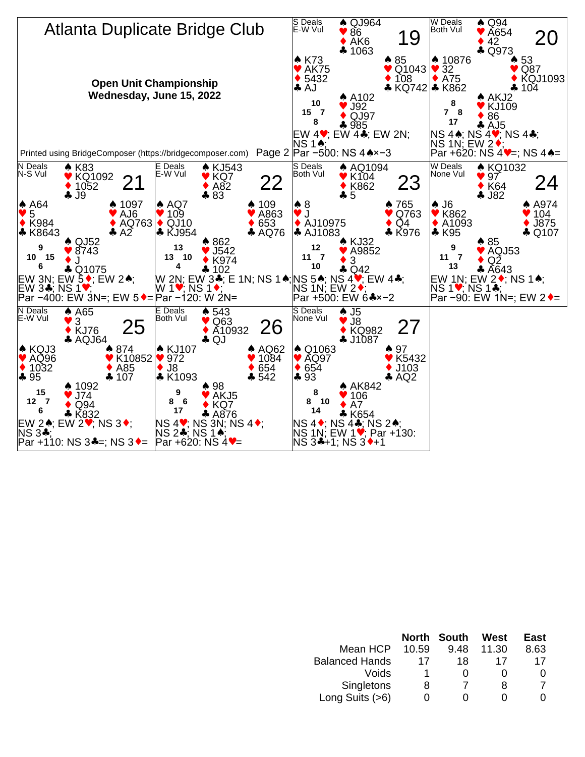# Atlanta Duplicate Bridge Club

**Open Unit Championship**
**Wednesday, June 15, 2022**

Printed using BridgeComposer (https://bridgecomposer.com)

## Board 19

S Deals, E-W Vul

North: ♠ QJ964 ♥ 86 ♦ AK6 ♣ 1063

West: ♠ K73 ♥ AK75 ♦ 5432 ♣ AJ

East: ♠ 85 ♥ Q1043 ♦ 108 ♣ KQ742

South: ♠ A102 ♥ J92 ♦ QJ97 ♣ 985

HCP: N 10, W 15, E 7, S 8

EW 4♥; EW 4♣; EW 2N; NS 1♠;
Par −500: NS 4♠×−3

## Board 20

W Deals, Both Vul

North: ♠ Q94 ♥ A654 ♦ 42 ♣ Q973

West: ♠ 10876 ♥ 32 ♦ A75 ♣ K862

East: ♠ 53 ♥ Q87 ♦ KQJ1093 ♣ 104

South: ♠ AKJ2 ♥ KJ109 ♦ 86 ♣ AJ5

HCP: N 8, W 7, E 8, S 17

NS 4♠; NS 4♥; NS 4♣; NS 1N; EW 2♦;
Par +620: NS 4♥=; NS 4♠=

## Board 21

N Deals, N-S Vul

North: ♠ K83 ♥ KQ1092 ♦ 1052 ♣ J9

West: ♠ A64 ♥ 5 ♦ K984 ♣ K8643

East: ♠ 1097 ♥ AJ6 ♦ AQ763 ♣ A2

South: ♠ QJ52 ♥ 8743 ♦ J ♣ Q1075

HCP: N 9, W 10, E 15, S 6

EW 3N; EW 5♦; EW 2♠; EW 3♣; NS 1♥;
Par −400: EW 3N=; EW 5♦=

## Board 22

E Deals, E-W Vul

North: ♠ KJ543 ♥ KQ7 ♦ A82 ♣ 83

West: ♠ AQ7 ♥ 109 ♦ QJ10 ♣ KJ954

East: ♠ 109 ♥ A863 ♦ 653 ♣ AQ76

South: ♠ 862 ♥ J542 ♦ K974 ♣ 102

HCP: N 13, W 13, E 10, S 4

W 2N; EW 3♣; E 1N; NS 1♠; W 1♥; NS 1♦;
Par −120: W 2N=

## Board 23

S Deals, Both Vul

North: ♠ AQ1094 ♥ K104 ♦ K862 ♣ 5

West: ♠ 8 ♥ J ♦ AJ10975 ♣ AJ1083

East: ♠ 765 ♥ Q763 ♦ Q4 ♣ K976

South: ♠ KJ32 ♥ A9852 ♦ 3 ♣ Q42

HCP: N 12, W 11, E 7, S 10

NS 5♠; NS 4♥; EW 4♣; NS 1N; EW 2♦;
Par +500: EW 6♣×−2

## Board 24

W Deals, None Vul

North: ♠ KQ1032 ♥ 97 ♦ K64 ♣ J82

West: ♠ J6 ♥ K862 ♦ A1093 ♣ K95

East: ♠ A974 ♥ 104 ♦ J875 ♣ Q107

South: ♠ 85 ♥ AQJ53 ♦ Q2 ♣ A643

HCP: N 9, W 11, E 7, S 13

EW 1N; EW 2♦; NS 1♠; NS 1♥; NS 1♣;
Par −90: EW 1N=; EW 2♦=

## Board 25

N Deals, E-W Vul

North: ♠ A65 ♥ 3 ♦ KJ76 ♣ AQJ64

West: ♠ KQJ3 ♥ AQ96 ♦ 1032 ♣ 95

East: ♠ 874 ♥ K10852 ♦ A85 ♣ 107

South: ♠ 1092 ♥ J74 ♦ Q94 ♣ K832

HCP: N 15, W 12, E 7, S 6

EW 2♠; EW 2♥; NS 3♦; NS 3♣;
Par +110: NS 3♣=; NS 3♦=

## Board 26

E Deals, Both Vul

North: ♠ 543 ♥ Q63 ♦ A10932 ♣ QJ

West: ♠ KJ107 ♥ 972 ♦ J8 ♣ K1093

East: ♠ AQ62 ♥ 1084 ♦ 654 ♣ 542

South: ♠ 98 ♥ AKJ5 ♦ KQ7 ♣ A876

HCP: N 9, W 8, E 6, S 17

NS 4♥; NS 3N; NS 4♦; NS 2♣; NS 1♠;
Par +620: NS 4♥=

## Board 27

S Deals, None Vul

North: ♠ J5 ♥ J8 ♦ KQ982 ♣ J1087

West: ♠ Q1063 ♥ AQ97 ♦ 654 ♣ 93

East: ♠ 97 ♥ K5432 ♦ J103 ♣ AQ2

South: ♠ AK842 ♥ 106 ♦ A7 ♣ K654

HCP: N 8, W 8, E 10, S 14

NS 4♦; NS 4♣; NS 2♠; NS 1N; EW 1♥; Par +130: NS 3♣+1; NS 3♦+1

## Statistics

| | North | South | West | East |
|---|---|---|---|---|
| Mean HCP | 10.59 | 9.48 | 11.30 | 8.63 |
| Balanced Hands | 17 | 18 | 17 | 17 |
| Voids | 1 | 0 | 0 | 0 |
| Singletons | 8 | 7 | 8 | 7 |
| Long Suits (>6) | 0 | 0 | 0 | 0 |